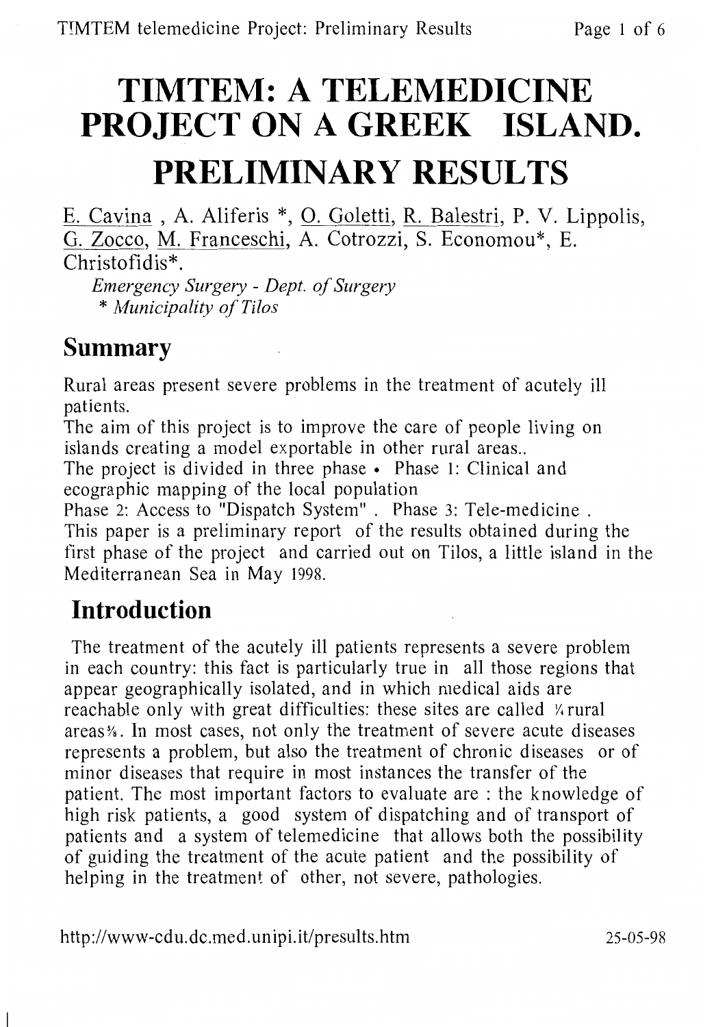# TIMTEM: A TELEMEDICINE PROJECT ON A GREEK ISLAND. PRELIMINARY RESULTS

E. Cavina , A. Aliferis *, O. Goletti, R. Balestri, P. V. Lippolis, G. Zocco, M. Franceschi, A. Cotrozzi, S. Economou*, E. Christofidis*.

*Emergency Surgery - Dept. of Surgery*
*\* Municipality of Tilos*

## Summary

Rural areas present severe problems in the treatment of acutely ill patients.
The aim of this project is to improve the care of people living on islands creating a model exportable in other rural areas..
The project is divided in three phase • Phase 1: Clinical and ecographic mapping of the local population
Phase 2: Access to "Dispatch System" . Phase 3: Tele-medicine .
This paper is a preliminary report of the results obtained during the first phase of the project and carried out on Tilos, a little island in the Mediterranean Sea in May 1998.

## Introduction

The treatment of the acutely ill patients represents a severe problem in each country: this fact is particularly true in all those regions that appear geographically isolated, and in which medical aids are reachable only with great difficulties: these sites are called ¼rural areas¾. In most cases, not only the treatment of severe acute diseases represents a problem, but also the treatment of chronic diseases or of minor diseases that require in most instances the transfer of the patient. The most important factors to evaluate are : the knowledge of high risk patients, a good system of dispatching and of transport of patients and a system of telemedicine that allows both the possibility of guiding the treatment of the acute patient and the possibility of helping in the treatment of other, not severe, pathologies.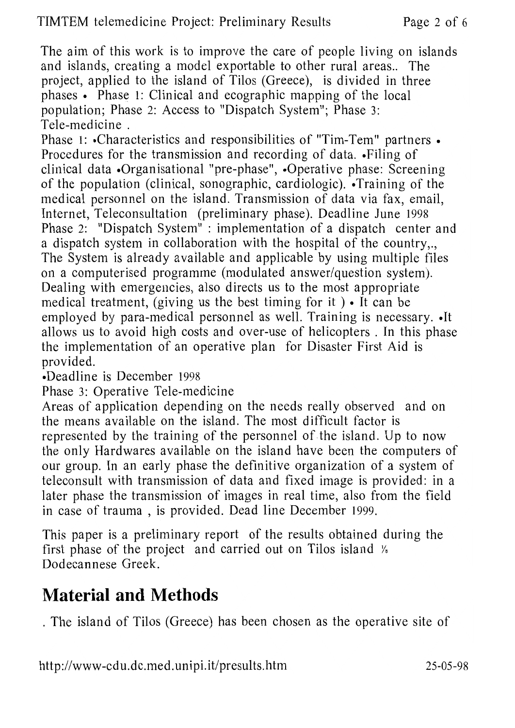The aim of this work is to improve the care of people living on islands and islands, creating a model exportable to other rural areas.. The project, applied to the island of Tilos (Greece), is divided in three phases • Phase 1: Clinical and ecographic mapping of the local population; Phase 2: Access to "Dispatch System"; Phase 3: Tele-medicine .

Phase 1: •Characteristics and responsibilities of "Tim-Tem" partners • Procedures for the transmission and recording of data. •Filing of clinical data •Organisational "pre-phase", •Operative phase: Screening of the population (clinical, sonographic, cardiologic). •Training of the medical personnel on the island. Transmission of data via fax, email, Internet, Teleconsultation (preliminary phase). Deadline June 1998

Phase 2: "Dispatch System" : implementation of a dispatch center and a dispatch system in collaboration with the hospital of the country,., The System is already available and applicable by using multiple files on a computerised programme (modulated answer/question system). Dealing with emergencies, also directs us to the most appropriate medical treatment, (giving us the best timing for it ) • It can be employed by para-medical personnel as well. Training is necessary. •It allows us to avoid high costs and over-use of helicopters . In this phase the implementation of an operative plan for Disaster First Aid is provided.

•Deadline is December 1998

Phase 3: Operative Tele-medicine

Areas of application depending on the needs really observed and on the means available on the island. The most difficult factor is represented by the training of the personnel of the island. Up to now the only Hardwares available on the island have been the computers of our group. In an early phase the definitive organization of a system of teleconsult with transmission of data and fixed image is provided: in a later phase the transmission of images in real time, also from the field in case of trauma , is provided. Dead line December 1999.

This paper is a preliminary report of the results obtained during the first phase of the project and carried out on Tilos island ⅛ Dodecannese Greek.

## Material and Methods

. The island of Tilos (Greece) has been chosen as the operative site of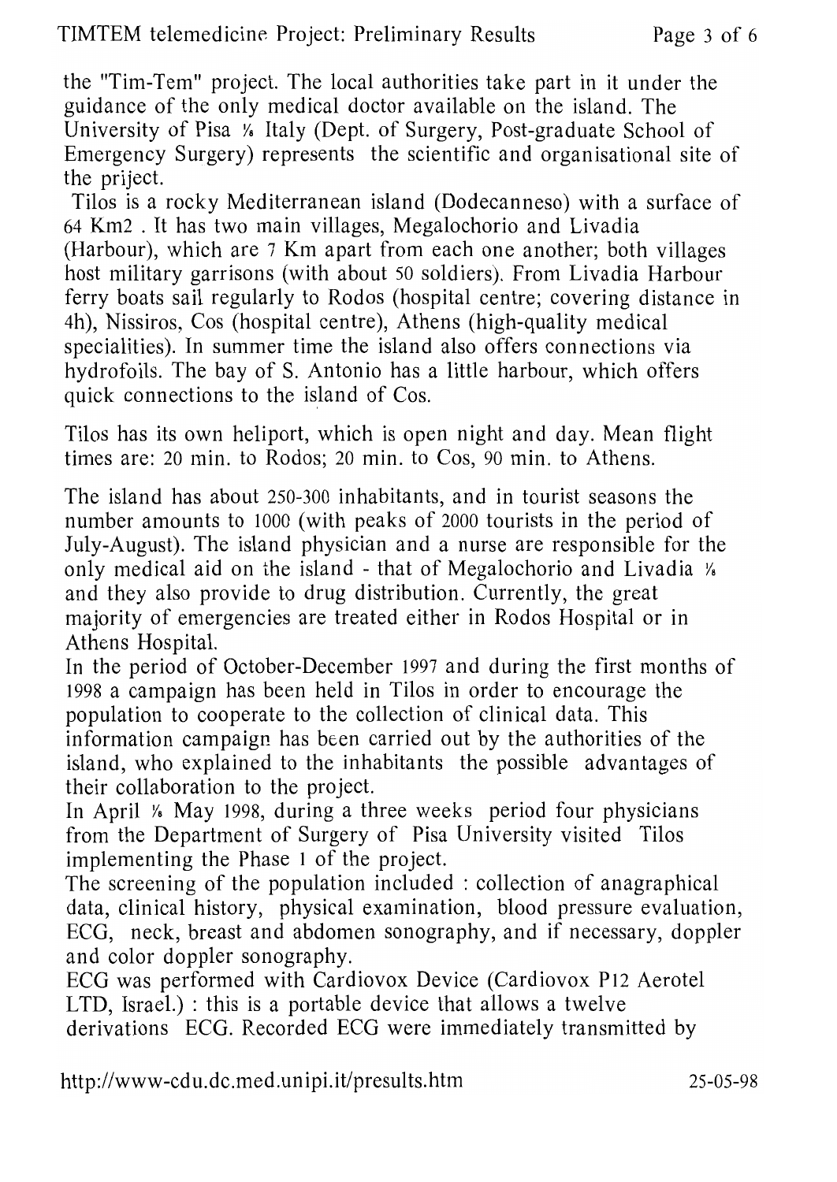the "Tim-Tem" project. The local authorities take part in it under the guidance of the only medical doctor available on the island. The University of Pisa ⅛ Italy (Dept. of Surgery, Post-graduate School of Emergency Surgery) represents the scientific and organisational site of the priject.

Tilos is a rocky Mediterranean island (Dodecanneso) with a surface of 64 Km2 . It has two main villages, Megalochorio and Livadia (Harbour), which are 7 Km apart from each one another; both villages host military garrisons (with about 50 soldiers). From Livadia Harbour ferry boats sail regularly to Rodos (hospital centre; covering distance in 4h), Nissiros, Cos (hospital centre), Athens (high-quality medical specialities). In summer time the island also offers connections via hydrofoils. The bay of S. Antonio has a little harbour, which offers quick connections to the island of Cos.

Tilos has its own heliport, which is open night and day. Mean flight times are: 20 min. to Rodos; 20 min. to Cos, 90 min. to Athens.

The island has about 250-300 inhabitants, and in tourist seasons the number amounts to 1000 (with peaks of 2000 tourists in the period of July-August). The island physician and a nurse are responsible for the only medical aid on the island - that of Megalochorio and Livadia ⅛ and they also provide to drug distribution. Currently, the great majority of emergencies are treated either in Rodos Hospital or in Athens Hospital.

In the period of October-December 1997 and during the first months of 1998 a campaign has been held in Tilos in order to encourage the population to cooperate to the collection of clinical data. This information campaign has been carried out by the authorities of the island, who explained to the inhabitants the possible advantages of their collaboration to the project.

In April ⅛ May 1998, during a three weeks period four physicians from the Department of Surgery of Pisa University visited Tilos implementing the Phase 1 of the project.

The screening of the population included : collection of anagraphical data, clinical history, physical examination, blood pressure evaluation, ECG, neck, breast and abdomen sonography, and if necessary, doppler and color doppler sonography.

ECG was performed with Cardiovox Device (Cardiovox P12 Aerotel LTD, Israel.) : this is a portable device that allows a twelve derivations ECG. Recorded ECG were immediately transmitted by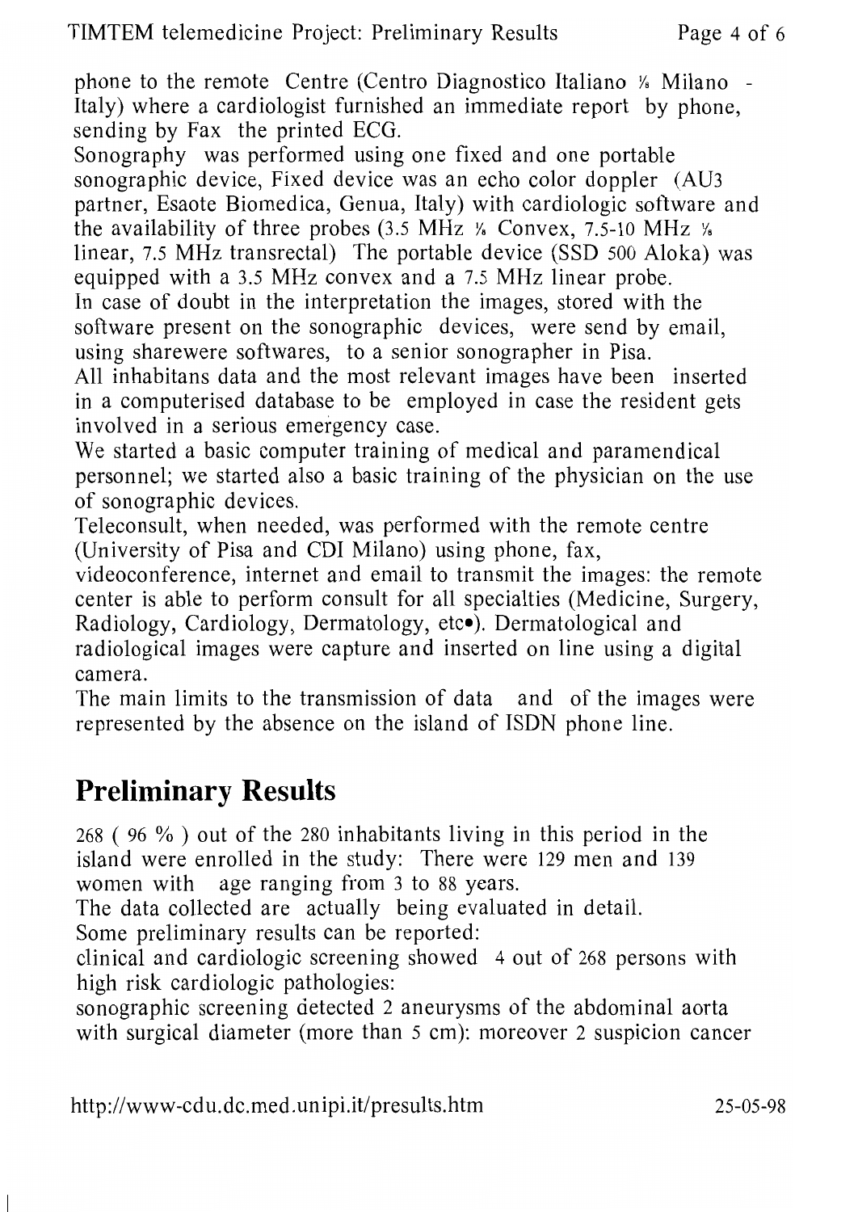phone to the remote Centre (Centro Diagnostico Italiano ⅛ Milano - Italy) where a cardiologist furnished an immediate report by phone, sending by Fax the printed ECG.

Sonography was performed using one fixed and one portable sonographic device, Fixed device was an echo color doppler (AU3 partner, Esaote Biomedica, Genua, Italy) with cardiologic software and the availability of three probes (3.5 MHz ⅛ Convex, 7.5-10 MHz ⅛ linear, 7.5 MHz transrectal) The portable device (SSD 500 Aloka) was equipped with a 3.5 MHz convex and a 7.5 MHz linear probe.

In case of doubt in the interpretation the images, stored with the software present on the sonographic devices, were send by email, using sharewere softwares, to a senior sonographer in Pisa.

All inhabitans data and the most relevant images have been inserted in a computerised database to be employed in case the resident gets involved in a serious emergency case.

We started a basic computer training of medical and paramendical personnel; we started also a basic training of the physician on the use of sonographic devices.

Teleconsult, when needed, was performed with the remote centre (University of Pisa and CDI Milano) using phone, fax, videoconference, internet and email to transmit the images: the remote center is able to perform consult for all specialties (Medicine, Surgery, Radiology, Cardiology, Dermatology, etc•). Dermatological and radiological images were capture and inserted on line using a digital camera.

The main limits to the transmission of data and of the images were represented by the absence on the island of ISDN phone line.

## Preliminary Results

268 ( 96 % ) out of the 280 inhabitants living in this period in the island were enrolled in the study: There were 129 men and 139 women with age ranging from 3 to 88 years.

The data collected are actually being evaluated in detail.

Some preliminary results can be reported:

clinical and cardiologic screening showed 4 out of 268 persons with high risk cardiologic pathologies:

sonographic screening detected 2 aneurysms of the abdominal aorta with surgical diameter (more than 5 cm): moreover 2 suspicion cancer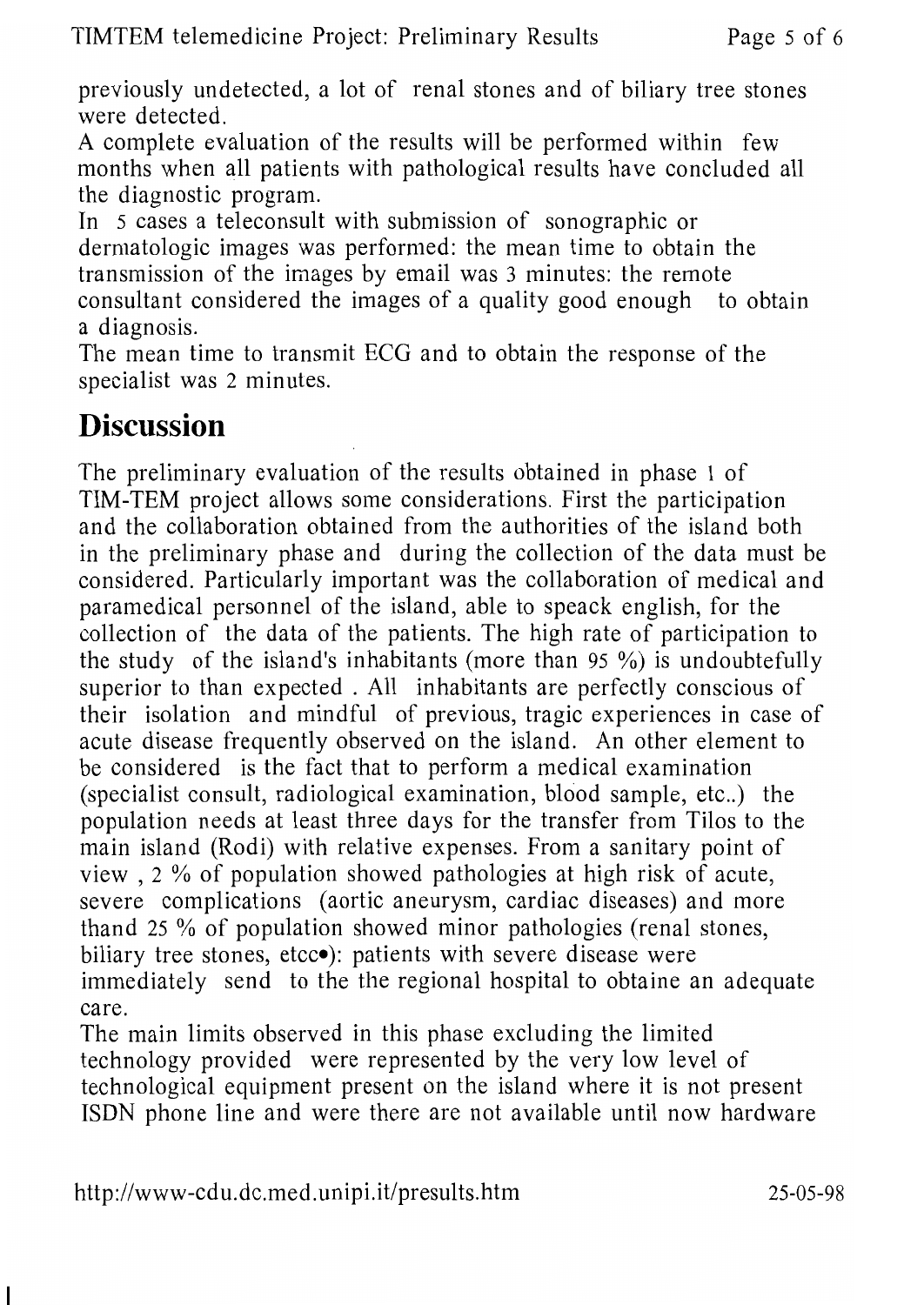previously undetected, a lot of renal stones and of biliary tree stones were detected.

A complete evaluation of the results will be performed within few months when all patients with pathological results have concluded all the diagnostic program.

In 5 cases a teleconsult with submission of sonographic or dermatologic images was performed: the mean time to obtain the transmission of the images by email was 3 minutes: the remote consultant considered the images of a quality good enough to obtain a diagnosis.

The mean time to transmit ECG and to obtain the response of the specialist was 2 minutes.

## Discussion

The preliminary evaluation of the results obtained in phase 1 of TIM-TEM project allows some considerations. First the participation and the collaboration obtained from the authorities of the island both in the preliminary phase and during the collection of the data must be considered. Particularly important was the collaboration of medical and paramedical personnel of the island, able to speack english, for the collection of the data of the patients. The high rate of participation to the study of the island's inhabitants (more than 95 %) is undoubtefully superior to than expected . All inhabitants are perfectly conscious of their isolation and mindful of previous, tragic experiences in case of acute disease frequently observed on the island. An other element to be considered is the fact that to perform a medical examination (specialist consult, radiological examination, blood sample, etc..) the population needs at least three days for the transfer from Tilos to the main island (Rodi) with relative expenses. From a sanitary point of view , 2 % of population showed pathologies at high risk of acute, severe complications (aortic aneurysm, cardiac diseases) and more thand 25 % of population showed minor pathologies (renal stones, biliary tree stones, etcc•): patients with severe disease were immediately send to the the regional hospital to obtaine an adequate care.

The main limits observed in this phase excluding the limited technology provided were represented by the very low level of technological equipment present on the island where it is not present ISDN phone line and were there are not available until now hardware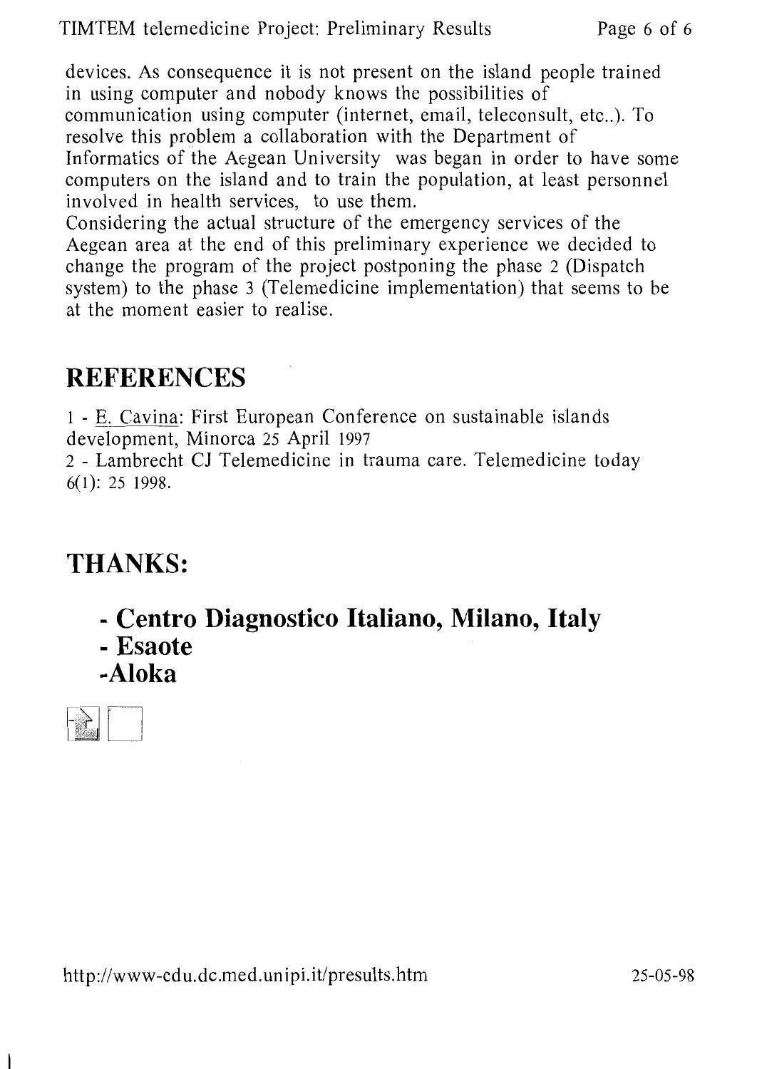devices. As consequence it is not present on the island people trained in using computer and nobody knows the possibilities of communication using computer (internet, email, teleconsult, etc..). To resolve this problem a collaboration with the Department of Informatics of the Aegean University was began in order to have some computers on the island and to train the population, at least personnel involved in health services, to use them.
Considering the actual structure of the emergency services of the Aegean area at the end of this preliminary experience we decided to change the program of the project postponing the phase 2 (Dispatch system) to the phase 3 (Telemedicine implementation) that seems to be at the moment easier to realise.

## REFERENCES

1 - E. Cavina: First European Conference on sustainable islands development, Minorca 25 April 1997
2 - Lambrecht CJ Telemedicine in trauma care. Telemedicine today 6(1): 25 1998.

## THANKS:

- **Centro Diagnostico Italiano, Milano, Italy**
- **Esaote**
- **Aloka**